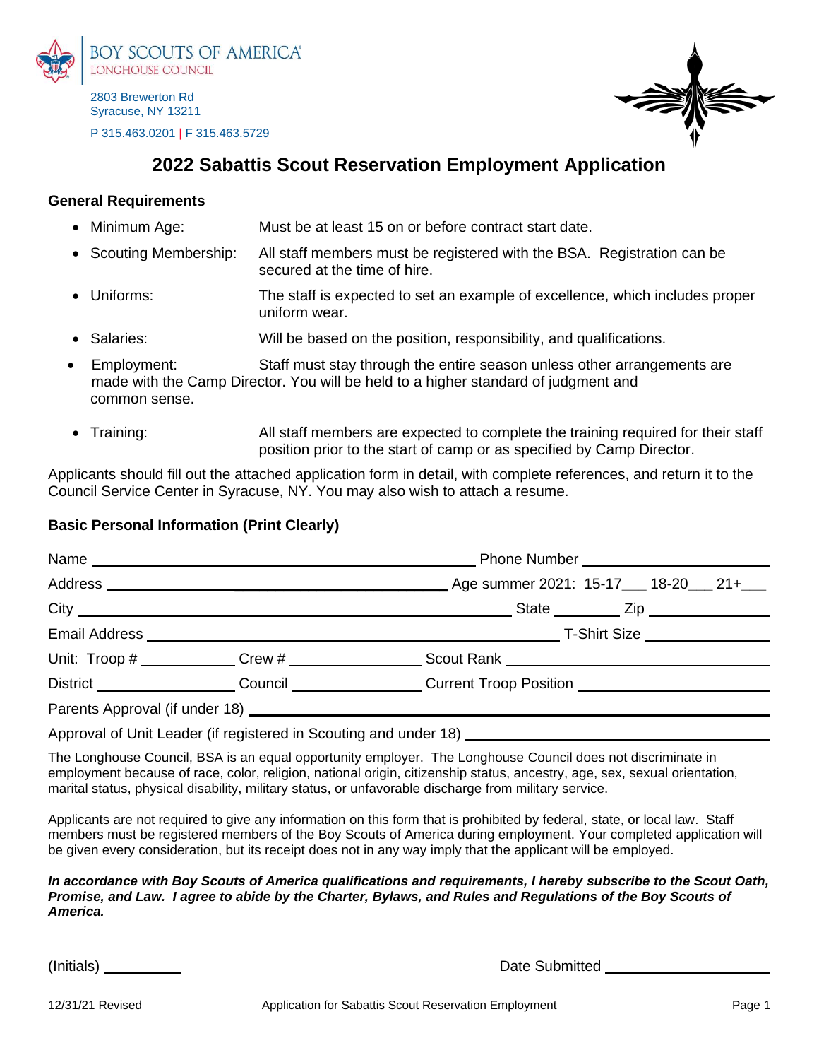BOY SCOUTS OF AMERICA®
LONGHOUSE COUNCIL

2803 Brewerton Rd
Syracuse, NY 13211

P 315.463.0201 | F 315.463.5729

# 2022 Sabattis Scout Reservation Employment Application

### General Requirements

- Minimum Age: Must be at least 15 on or before contract start date.
- Scouting Membership: All staff members must be registered with the BSA. Registration can be secured at the time of hire.
- Uniforms: The staff is expected to set an example of excellence, which includes proper uniform wear.
- Salaries: Will be based on the position, responsibility, and qualifications.
- Employment: Staff must stay through the entire season unless other arrangements are made with the Camp Director. You will be held to a higher standard of judgment and common sense.
- Training: All staff members are expected to complete the training required for their staff position prior to the start of camp or as specified by Camp Director.

Applicants should fill out the attached application form in detail, with complete references, and return it to the Council Service Center in Syracuse, NY. You may also wish to attach a resume.

### Basic Personal Information (Print Clearly)

Name ______________________________ Phone Number ____________________

Address ______________________________ Age summer 2021: 15-17___ 18-20___ 21+___

City ______________________________ State ________ Zip ______________

Email Address ______________________________ T-Shirt Size ______________

Unit: Troop # __________ Crew # ______________ Scout Rank ______________________

District ______________ Council ______________ Current Troop Position ____________________

Parents Approval (if under 18) ____________________________________________

Approval of Unit Leader (if registered in Scouting and under 18) ______________________________

The Longhouse Council, BSA is an equal opportunity employer. The Longhouse Council does not discriminate in employment because of race, color, religion, national origin, citizenship status, ancestry, age, sex, sexual orientation, marital status, physical disability, military status, or unfavorable discharge from military service.

Applicants are not required to give any information on this form that is prohibited by federal, state, or local law. Staff members must be registered members of the Boy Scouts of America during employment. Your completed application will be given every consideration, but its receipt does not in any way imply that the applicant will be employed.

***In accordance with Boy Scouts of America qualifications and requirements, I hereby subscribe to the Scout Oath, Promise, and Law. I agree to abide by the Charter, Bylaws, and Rules and Regulations of the Boy Scouts of America.***

(Initials) __________ Date Submitted ____________________

12/31/21 Revised Application for Sabattis Scout Reservation Employment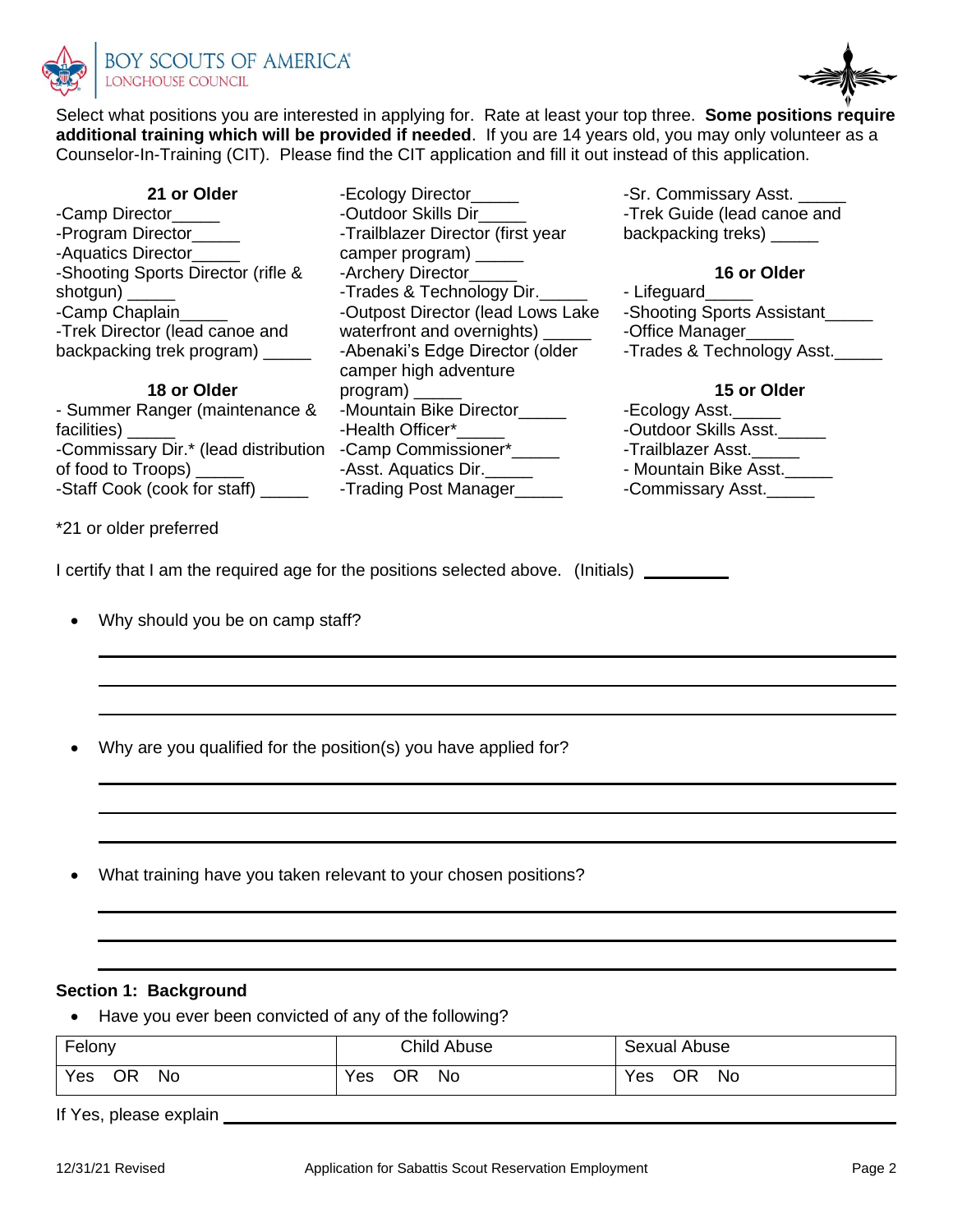BOY SCOUTS OF AMERICA
LONGHOUSE COUNCIL

Select what positions you are interested in applying for. Rate at least your top three. **Some positions require additional training which will be provided if needed**. If you are 14 years old, you may only volunteer as a Counselor-In-Training (CIT). Please find the CIT application and fill it out instead of this application.

**21 or Older**

-Camp Director_____
-Program Director_____
-Aquatics Director_____
-Shooting Sports Director (rifle & shotgun) _____
-Camp Chaplain_____
-Trek Director (lead canoe and backpacking trek program) _____
-Ecology Director_____
-Outdoor Skills Dir_____
-Trailblazer Director (first year camper program) _____
-Archery Director_____
-Trades & Technology Dir._____
-Outpost Director (lead Lows Lake waterfront and overnights) _____
-Abenaki's Edge Director (older camper high adventure program) _____
-Mountain Bike Director_____
-Health Officer*_____
-Camp Commissioner*_____
-Asst. Aquatics Dir._____
-Trading Post Manager_____
-Sr. Commissary Asst. _____
-Trek Guide (lead canoe and backpacking treks) _____

**18 or Older**

- Summer Ranger (maintenance & facilities) _____
-Commissary Dir.* (lead distribution of food to Troops) _____
-Staff Cook (cook for staff) _____

**16 or Older**

- Lifeguard_____
-Shooting Sports Assistant_____
-Office Manager_____
-Trades & Technology Asst._____

**15 or Older**

-Ecology Asst._____
-Outdoor Skills Asst._____
-Trailblazer Asst._____
- Mountain Bike Asst._____
-Commissary Asst._____

*21 or older preferred

I certify that I am the required age for the positions selected above. (Initials) _________

- Why should you be on camp staff?

_______________________________________________
_______________________________________________
_______________________________________________

- Why are you qualified for the position(s) you have applied for?

_______________________________________________
_______________________________________________
_______________________________________________

- What training have you taken relevant to your chosen positions?

_______________________________________________
_______________________________________________
_______________________________________________

**Section 1: Background**

- Have you ever been convicted of any of the following?

| Felony | Child Abuse | Sexual Abuse |
|---|---|---|
| Yes OR No | Yes OR No | Yes OR No |

If Yes, please explain _______________________________________________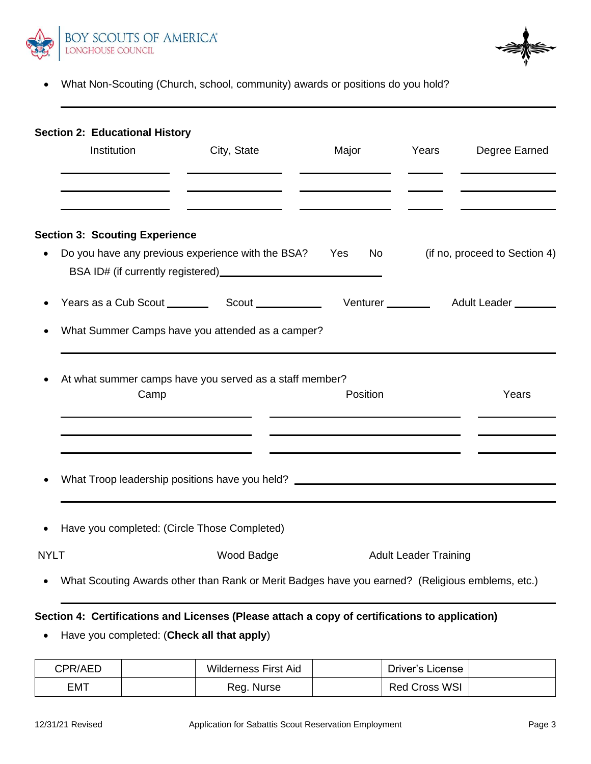- What Non-Scouting (Church, school, community) awards or positions do you hold?

______________________________________________________________________

**Section 2: Educational History**

| Institution | City, State | Major | Years | Degree Earned |
|---|---|---|---|---|
| | | | | |
| | | | | |
| | | | | |

**Section 3: Scouting Experience**

- Do you have any previous experience with the BSA? Yes No (if no, proceed to Section 4)
  BSA ID# (if currently registered)______________________________
- Years as a Cub Scout ________ Scout ____________ Venturer ________ Adult Leader ________
- What Summer Camps have you attended as a camper?

______________________________________________________________________

- At what summer camps have you served as a staff member?

| Camp | Position | Years |
|---|---|---|
| | | |
| | | |
| | | |

- What Troop leadership positions have you held? ______________________________

______________________________________________________________________

- Have you completed: (Circle Those Completed)

NYLT Wood Badge Adult Leader Training

- What Scouting Awards other than Rank or Merit Badges have you earned? (Religious emblems, etc.)

______________________________________________________________________

**Section 4: Certifications and Licenses (Please attach a copy of certifications to application)**

- Have you completed: (**Check all that apply**)

| CPR/AED | | Wilderness First Aid | | Driver's License | |
|---|---|---|---|---|---|
| EMT | | Reg. Nurse | | Red Cross WSI | |

12/31/21 Revised Application for Sabattis Scout Reservation Employment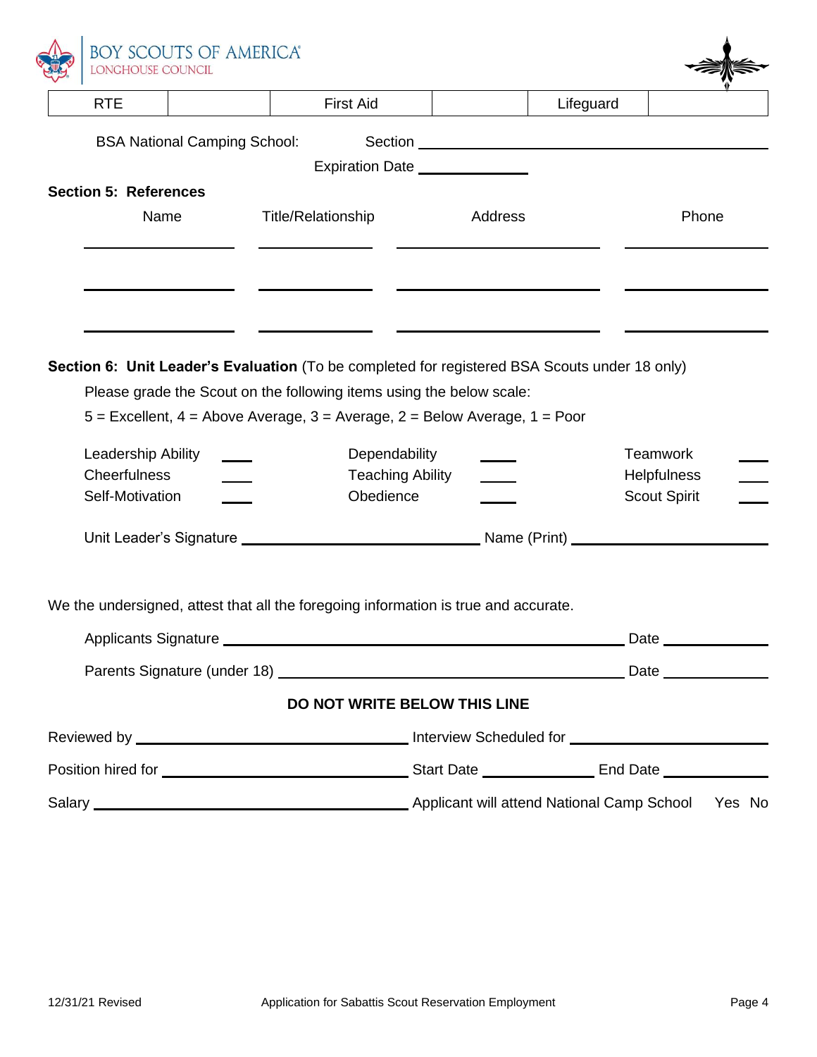BOY SCOUTS OF AMERICA
LONGHOUSE COUNCIL

| RTE | | First Aid | | Lifeguard | |
|---|---|---|---|---|---|

BSA National Camping School: Section ______________________

Expiration Date ____________

**Section 5: References**

| Name | Title/Relationship | Address | Phone |
|---|---|---|---|
| | | | |
| | | | |
| | | | |

**Section 6: Unit Leader's Evaluation** (To be completed for registered BSA Scouts under 18 only)

Please grade the Scout on the following items using the below scale:

5 = Excellent, 4 = Above Average, 3 = Average, 2 = Below Average, 1 = Poor

| | | | | | |
|---|---|---|---|---|---|
| Leadership Ability | ___ | Dependability | ___ | Teamwork | ___ |
| Cheerfulness | ___ | Teaching Ability | ___ | Helpfulness | ___ |
| Self-Motivation | ___ | Obedience | ___ | Scout Spirit | ___ |

Unit Leader's Signature ______________________ Name (Print) ______________________

We the undersigned, attest that all the foregoing information is true and accurate.

Applicants Signature ______________________________ Date ____________

Parents Signature (under 18) ______________________________ Date ____________

**DO NOT WRITE BELOW THIS LINE**

Reviewed by ______________________ Interview Scheduled for ______________________

Position hired for ______________________ Start Date ____________ End Date ____________

Salary ______________________ Applicant will attend National Camp School Yes No